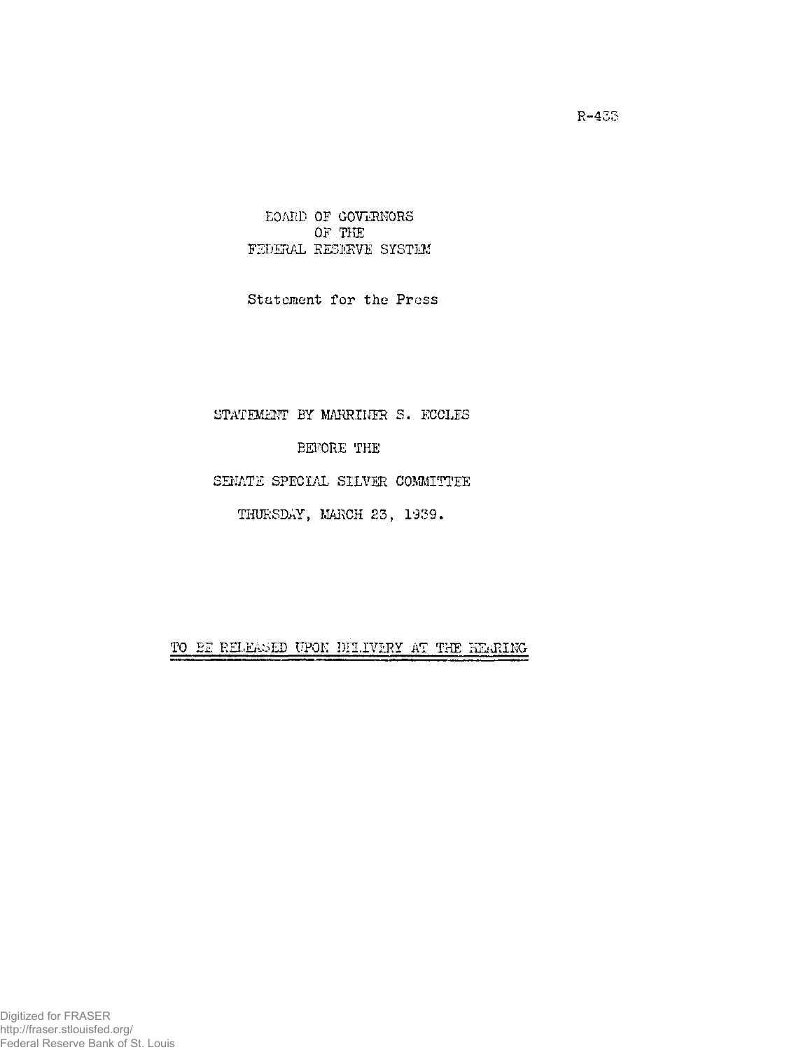R-433

BOARD OF GOVERNORS
OF THE
FEDERAL RESERVE SYSTEM

Statement for the Press

STATEMENT BY MARRINER S. ECCLES

BEFORE THE

SENATE SPECIAL SILVER COMMITTEE

THURSDAY, MARCH 23, 1939.

**TO BE RELEASED UPON DELIVERY AT THE HEARING**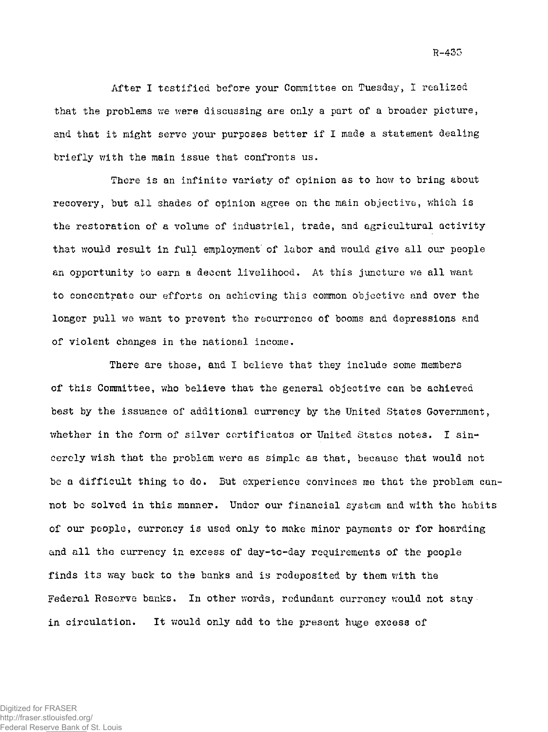After I testified before your Committee on Tuesday, I realized that the problems we were discussing are only a part of a broader picture, and that it might serve your purposes better if I made a statement dealing briefly with the main issue that confronts us.

There is an infinite variety of opinion as to how to bring about recovery, but all shades of opinion agree on the main objective, which is the restoration of a volume of industrial, trade, and agricultural activity that would result in full employment of labor and would give all our people an opportunity to earn a decent livelihood. At this juncture we all want to concentrate our efforts on achieving this common objective and over the longer pull we want to prevent the recurrence of booms and depressions and of violent changes in the national income.

There are those, and I believe that they include some members of this Committee, who believe that the general objective can be achieved best by the issuance of additional currency by the United States Government, whether in the form of silver certificates or United States notes. I sincerely wish that the problem were as simple as that, because that would not be a difficult thing to do. But experience convinces me that the problem cannot be solved in this manner. Under our financial system and with the habits of our people, currency is used only to make minor payments or for hoarding and all the currency in excess of day-to-day requirements of the people finds its way back to the banks and is redeposited by them with the Federal Reserve banks. In other words, redundant currency would not stay in circulation. It would only add to the present huge excess of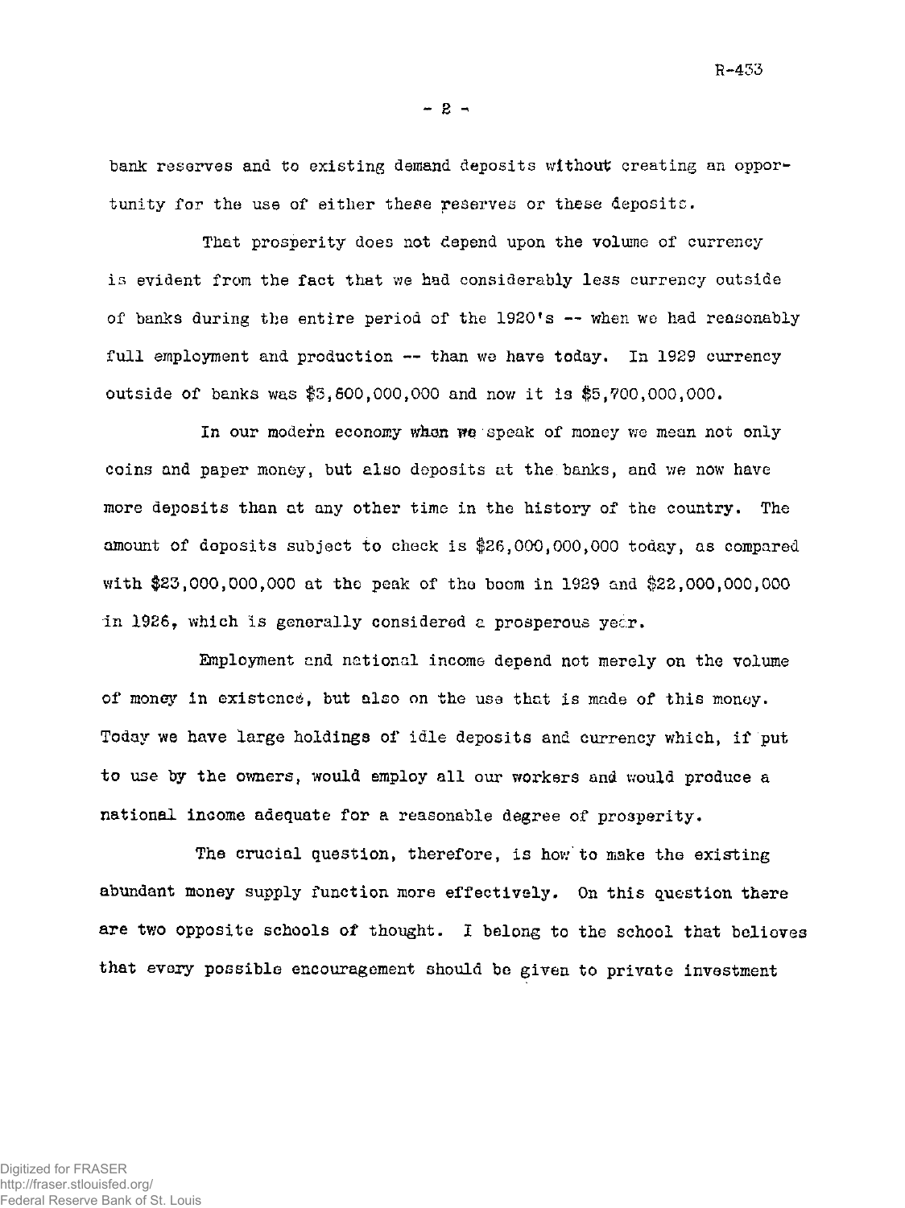bank reserves and to existing demand deposits without creating an opportunity for the use of either these reserves or these deposits.

That prosperity does not depend upon the volume of currency is evident from the fact that we had considerably less currency outside of banks during the entire period of the 1920's -- when we had reasonably full employment and production -- than we have today. In 1929 currency outside of banks was $3,600,000,000 and now it is $5,700,000,000.

In our modern economy when we speak of money we mean not only coins and paper money, but also deposits at the banks, and we now have more deposits than at any other time in the history of the country. The amount of deposits subject to check is $26,000,000,000 today, as compared with $23,000,000,000 at the peak of the boom in 1929 and $22,000,000,000 in 1926, which is generally considered a prosperous year.

Employment and national income depend not merely on the volume of money in existence, but also on the use that is made of this money. Today we have large holdings of idle deposits and currency which, if put to use by the owners, would employ all our workers and would produce a national income adequate for a reasonable degree of prosperity.

The crucial question, therefore, is how to make the existing abundant money supply function more effectively. On this question there are two opposite schools of thought. I belong to the school that believes that every possible encouragement should be given to private investment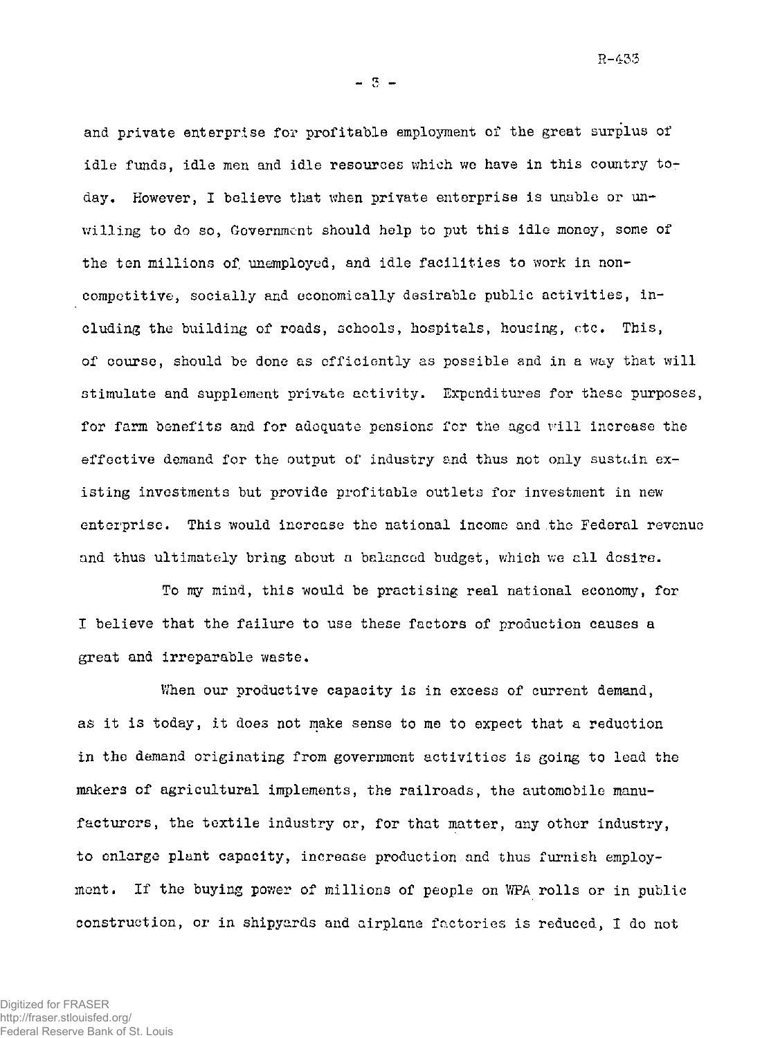and private enterprise for profitable employment of the great surplus of idle funds, idle men and idle resources which we have in this country today. However, I believe that when private enterprise is unable or unwilling to do so, Government should help to put this idle money, some of the ten millions of unemployed, and idle facilities to work in noncompetitive, socially and economically desirable public activities, including the building of roads, schools, hospitals, housing, etc. This, of course, should be done as efficiently as possible and in a way that will stimulate and supplement private activity. Expenditures for these purposes, for farm benefits and for adequate pensions for the aged will increase the effective demand for the output of industry and thus not only sustain existing investments but provide profitable outlets for investment in new enterprise. This would increase the national income and the Federal revenue and thus ultimately bring about a balanced budget, which we all desire.

To my mind, this would be practising real national economy, for I believe that the failure to use these factors of production causes a great and irreparable waste.

When our productive capacity is in excess of current demand, as it is today, it does not make sense to me to expect that a reduction in the demand originating from government activities is going to lead the makers of agricultural implements, the railroads, the automobile manufacturers, the textile industry or, for that matter, any other industry, to enlarge plant capacity, increase production and thus furnish employment. If the buying power of millions of people on WPA rolls or in public construction, or in shipyards and airplane factories is reduced, I do not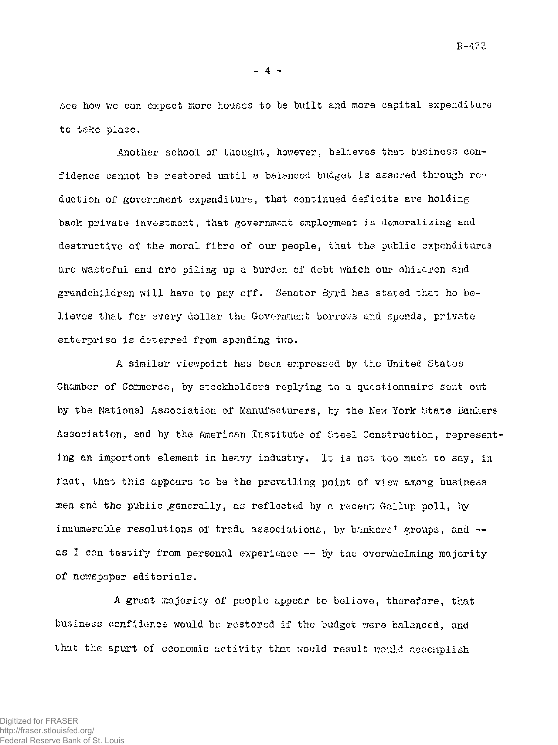see how we can expect more houses to be built and more capital expenditure to take place.

Another school of thought, however, believes that business confidence cannot be restored until a balanced budget is assured through reduction of government expenditure, that continued deficits are holding back private investment, that government employment is demoralizing and destructive of the moral fibre of our people, that the public expenditures are wasteful and are piling up a burden of debt which our children and grandchildren will have to pay off. Senator Byrd has stated that he believes that for every dollar the Government borrows and spends, private enterprise is deterred from spending two.

A similar viewpoint has been expressed by the United States Chamber of Commerce, by stockholders replying to a questionnaire sent out by the National Association of Manufacturers, by the New York State Bankers Association, and by the American Institute of Steel Construction, representing an important element in heavy industry. It is not too much to say, in fact, that this appears to be the prevailing point of view among business men and the public generally, as reflected by a recent Gallup poll, by innumerable resolutions of trade associations, by bankers' groups, and -- as I can testify from personal experience -- by the overwhelming majority of newspaper editorials.

A great majority of people appear to believe, therefore, that business confidence would be restored if the budget were balanced, and that the spurt of economic activity that would result would accomplish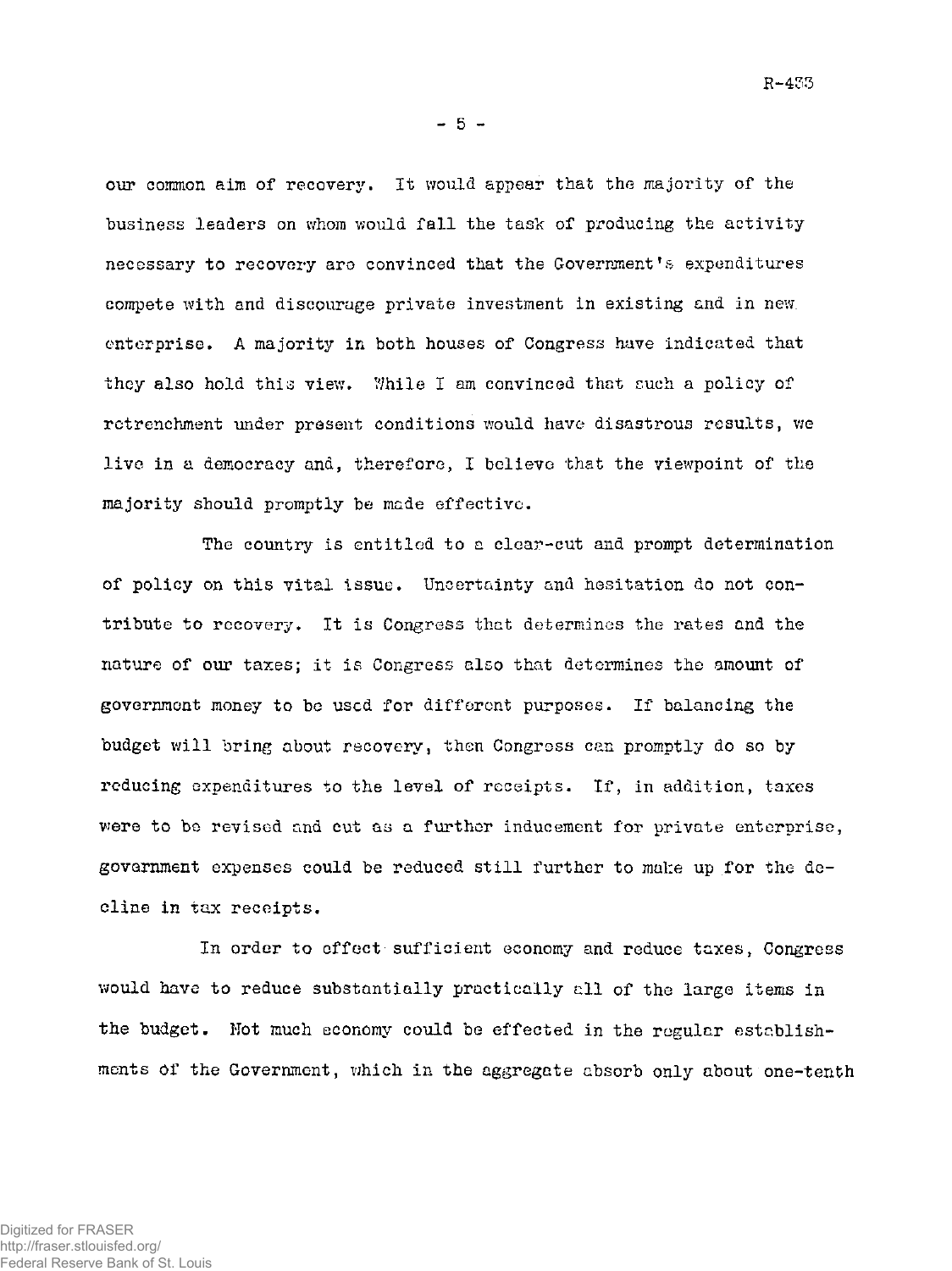our common aim of recovery. It would appear that the majority of the business leaders on whom would fall the task of producing the activity necessary to recovery are convinced that the Government's expenditures compete with and discourage private investment in existing and in new enterprise. A majority in both houses of Congress have indicated that they also hold this view. While I am convinced that such a policy of retrenchment under present conditions would have disastrous results, we live in a democracy and, therefore, I believe that the viewpoint of the majority should promptly be made effective.

The country is entitled to a clear-cut and prompt determination of policy on this vital issue. Uncertainty and hesitation do not contribute to recovery. It is Congress that determines the rates and the nature of our taxes; it is Congress also that determines the amount of government money to be used for different purposes. If balancing the budget will bring about recovery, then Congress can promptly do so by reducing expenditures to the level of receipts. If, in addition, taxes were to be revised and cut as a further inducement for private enterprise, government expenses could be reduced still further to make up for the decline in tax receipts.

In order to effect sufficient economy and reduce taxes, Congress would have to reduce substantially practically all of the large items in the budget. Not much economy could be effected in the regular establishments of the Government, which in the aggregate absorb only about one-tenth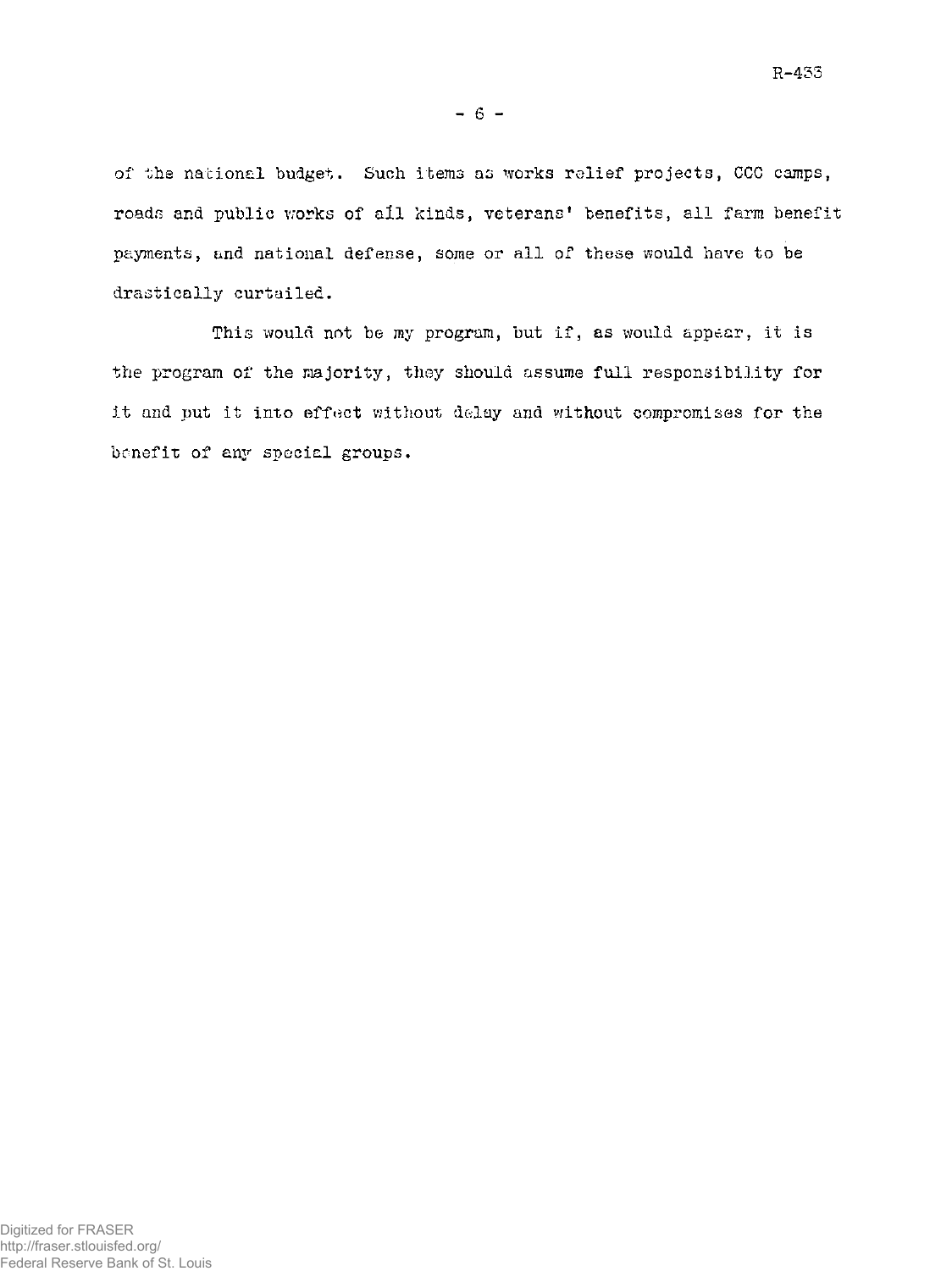of the national budget. Such items as works relief projects, CCC camps, roads and public works of all kinds, veterans' benefits, all farm benefit payments, and national defense, some or all of these would have to be drastically curtailed.

This would not be my program, but if, as would appear, it is the program of the majority, they should assume full responsibility for it and put it into effect without delay and without compromises for the benefit of any special groups.